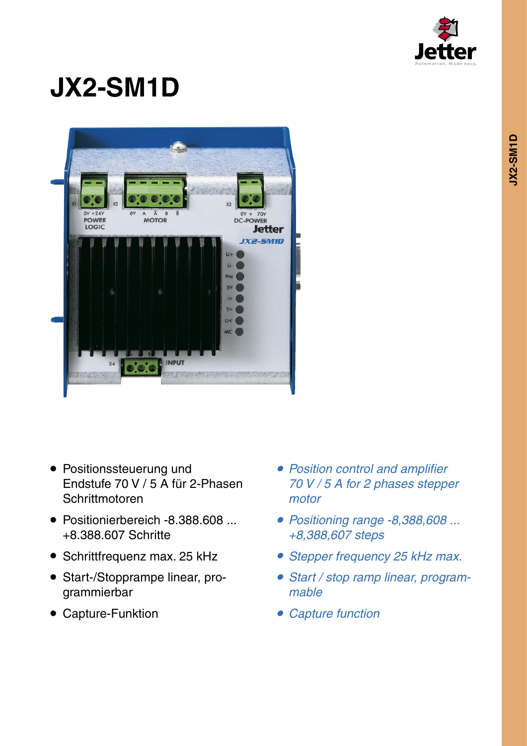# JX2-SM1D

- Positionssteuerung und Endstufe 70 V / 5 A für 2-Phasen Schrittmotoren
- Positionierbereich -8.388.608 ... +8.388.607 Schritte
- Schrittfrequenz max. 25 kHz
- Start-/Stopprampe linear, programmierbar
- Capture-Funktion

- *Position control and amplifier 70 V / 5 A for 2 phases stepper motor*
- *Positioning range -8,388,608 ... +8,388,607 steps*
- *Stepper frequency 25 kHz max.*
- *Start / stop ramp linear, programmable*
- *Capture function*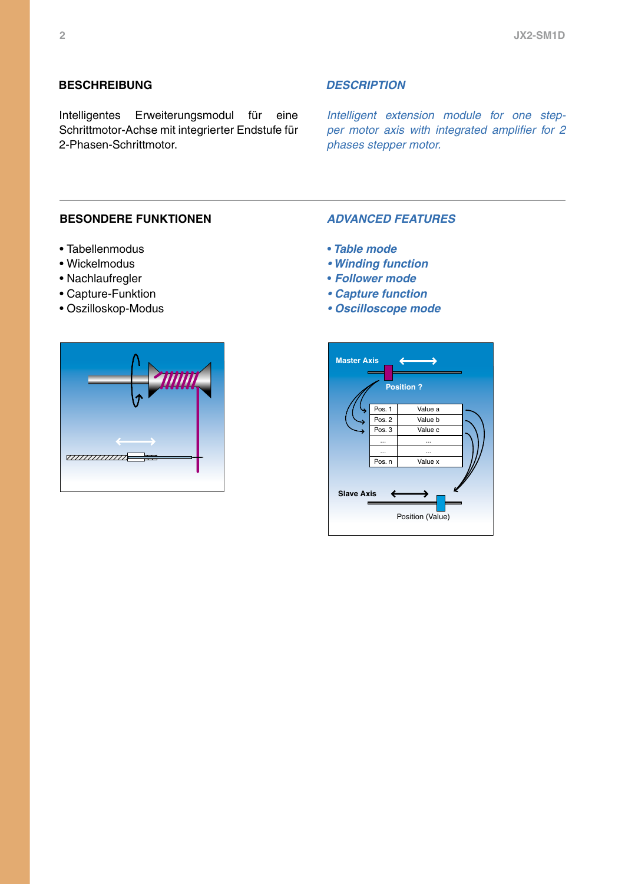## BESCHREIBUNG

Intelligentes Erweiterungsmodul für eine Schrittmotor-Achse mit integrierter Endstufe für 2-Phasen-Schrittmotor.

## *DESCRIPTION*

*Intelligent extension module for one stepper motor axis with integrated amplifier for 2 phases stepper motor.*

## BESONDERE FUNKTIONEN

- Tabellenmodus
- Wickelmodus
- Nachlaufregler
- Capture-Funktion
- Oszilloskop-Modus

## *ADVANCED FEATURES*

- ***Table mode***
- ***Winding function***
- ***Follower mode***
- ***Capture function***
- ***Oscilloscope mode***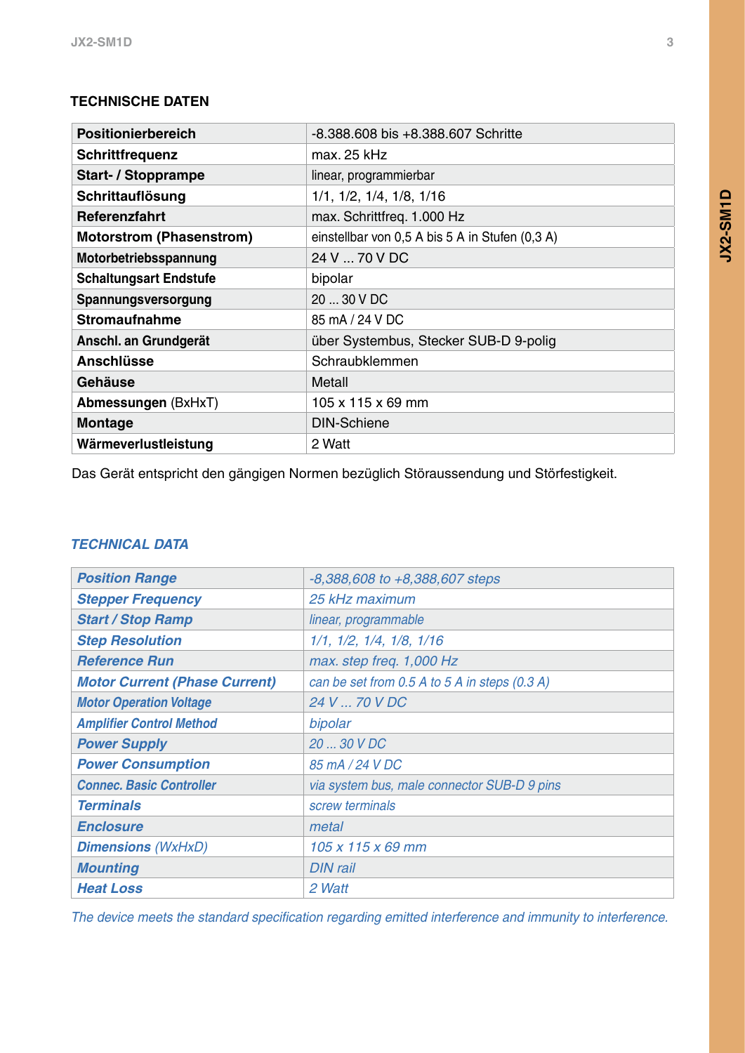## TECHNISCHE DATEN

| | |
|---|---|
| **Positionierbereich** | -8.388.608 bis +8.388.607 Schritte |
| **Schrittfrequenz** | max. 25 kHz |
| **Start- / Stopprampe** | linear, programmierbar |
| **Schrittauflösung** | 1/1, 1/2, 1/4, 1/8, 1/16 |
| **Referenzfahrt** | max. Schrittfreq. 1.000 Hz |
| **Motorstrom (Phasenstrom)** | einstellbar von 0,5 A bis 5 A in Stufen (0,3 A) |
| **Motorbetriebsspannung** | 24 V ... 70 V DC |
| **Schaltungsart Endstufe** | bipolar |
| **Spannungsversorgung** | 20 ... 30 V DC |
| **Stromaufnahme** | 85 mA / 24 V DC |
| **Anschl. an Grundgerät** | über Systembus, Stecker SUB-D 9-polig |
| **Anschlüsse** | Schraubklemmen |
| **Gehäuse** | Metall |
| **Abmessungen** (BxHxT) | 105 x 115 x 69 mm |
| **Montage** | DIN-Schiene |
| **Wärmeverlustleistung** | 2 Watt |

Das Gerät entspricht den gängigen Normen bezüglich Störaussendung und Störfestigkeit.

## *TECHNICAL DATA*

| | |
|---|---|
| ***Position Range*** | *-8,388,608 to +8,388,607 steps* |
| ***Stepper Frequency*** | *25 kHz maximum* |
| ***Start / Stop Ramp*** | *linear, programmable* |
| ***Step Resolution*** | *1/1, 1/2, 1/4, 1/8, 1/16* |
| ***Reference Run*** | *max. step freq. 1,000 Hz* |
| ***Motor Current (Phase Current)*** | *can be set from 0.5 A to 5 A in steps (0.3 A)* |
| ***Motor Operation Voltage*** | *24 V ... 70 V DC* |
| ***Amplifier Control Method*** | *bipolar* |
| ***Power Supply*** | *20 ... 30 V DC* |
| ***Power Consumption*** | *85 mA / 24 V DC* |
| ***Connec. Basic Controller*** | *via system bus, male connector SUB-D 9 pins* |
| ***Terminals*** | *screw terminals* |
| ***Enclosure*** | *metal* |
| ***Dimensions** (WxHxD)* | *105 x 115 x 69 mm* |
| ***Mounting*** | *DIN rail* |
| ***Heat Loss*** | *2 Watt* |

*The device meets the standard specification regarding emitted interference and immunity to interference.*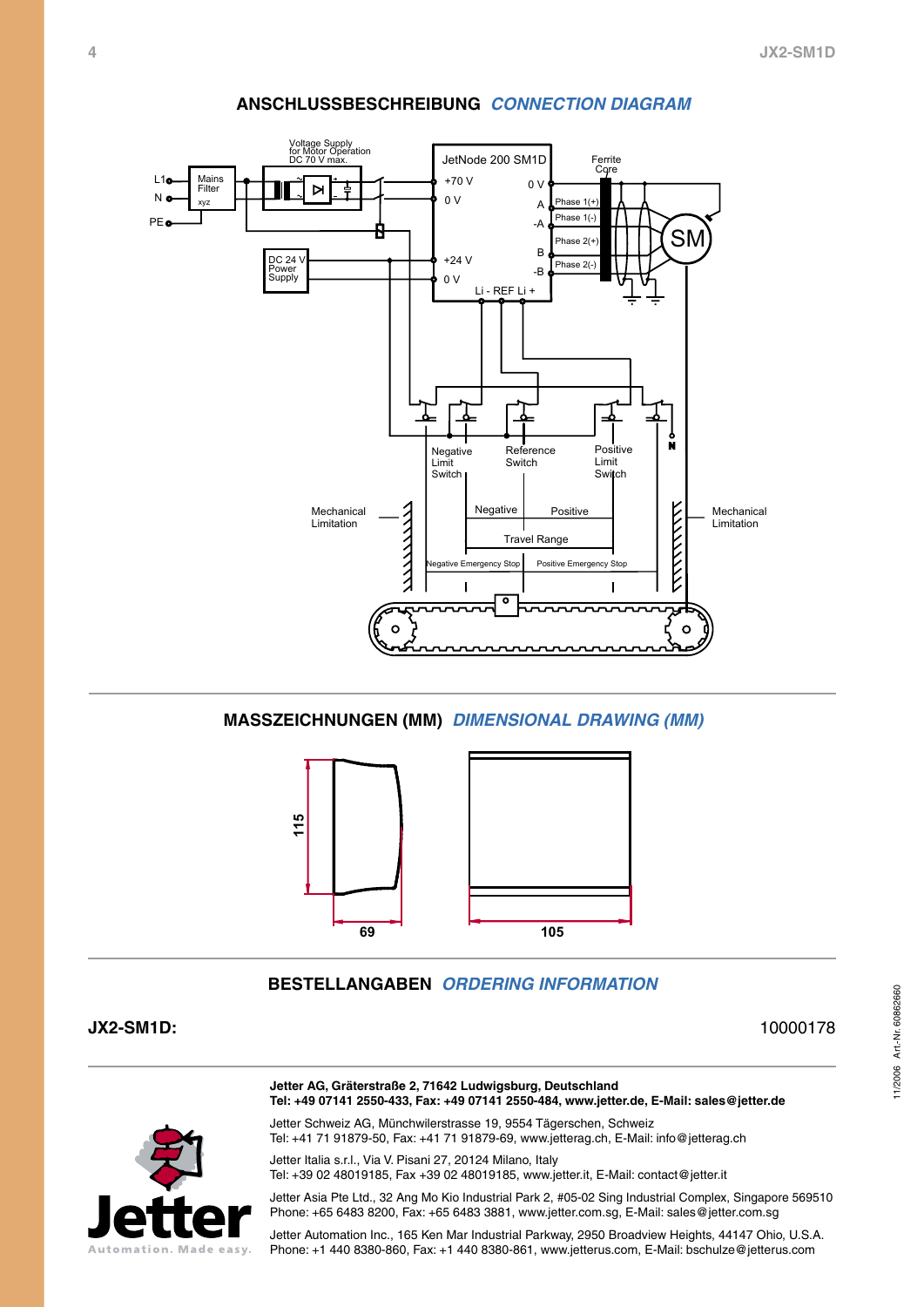## ANSCHLUSSBESCHREIBUNG *CONNECTION DIAGRAM*

Voltage Supply for Motor Operation DC 70 V max.

L1

N

PE

Mains Filter

xyz

JetNode 200 SM1D

+70 V

0 V

0 V

A

-A

B

-B

+24 V

0 V

Li - REF Li +

Ferrite Core

Phase 1(+)

Phase 1(-)

Phase 2(+)

Phase 2(-)

SM

DC 24 V Power Supply

Negative Limit Switch

Reference Switch

Positive Limit Switch

Mechanical Limitation

Negative

Positive

Travel Range

Negative Emergency Stop

Positive Emergency Stop

Mechanical Limitation

## MASSZEICHNUNGEN (MM) *DIMENSIONAL DRAWING (MM)*

115

69

105

## BESTELLANGABEN *ORDERING INFORMATION*

**JX2-SM1D:** 10000178

**Jetter AG, Gräterstraße 2, 71642 Ludwigsburg, Deutschland**
**Tel: +49 07141 2550-433, Fax: +49 07141 2550-484, www.jetter.de, E-Mail: sales@jetter.de**

Jetter Schweiz AG, Münchwilerstrasse 19, 9554 Tägerschen, Schweiz
Tel: +41 71 91879-50, Fax: +41 71 91879-69, www.jetterag.ch, E-Mail: info@jetterag.ch

Jetter Italia s.r.l., Via V. Pisani 27, 20124 Milano, Italy
Tel: +39 02 48019185, Fax +39 02 48019185, www.jetter.it, E-Mail: contact@jetter.it

Jetter Asia Pte Ltd., 32 Ang Mo Kio Industrial Park 2, #05-02 Sing Industrial Complex, Singapore 569510
Phone: +65 6483 8200, Fax: +65 6483 3881, www.jetter.com.sg, E-Mail: sales@jetter.com.sg

Jetter Automation Inc., 165 Ken Mar Industrial Parkway, 2950 Broadview Heights, 44147 Ohio, U.S.A.
Phone: +1 440 8380-860, Fax: +1 440 8380-861, www.jetterus.com, E-Mail: bschulze@jetterus.com

Jetter
Automation. Made easy.

11/2006 Art.-Nr. 60862660